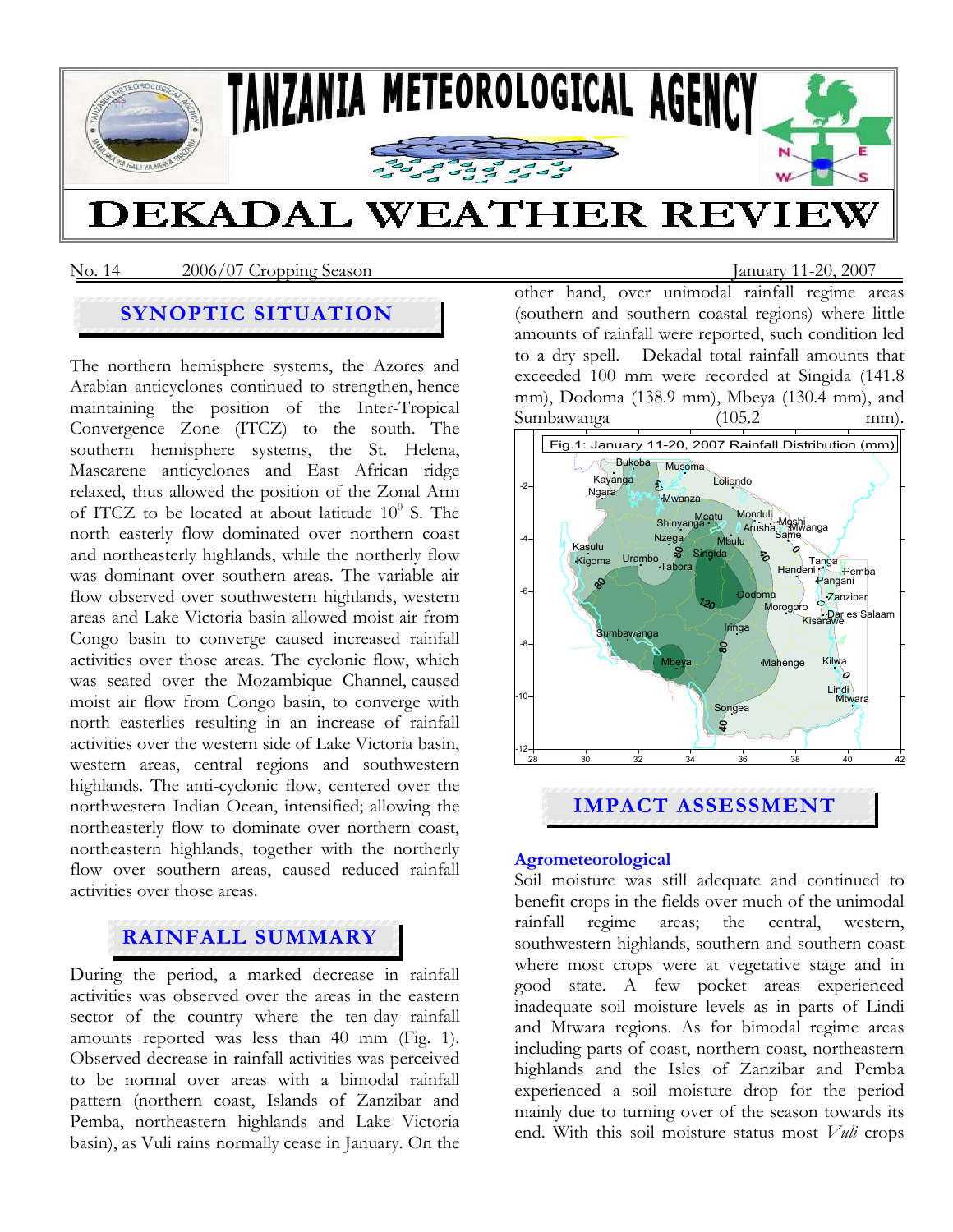# TANZANIA METEOROLOGICAL AGENCY

# DEKADAL WEATHER REVIEW

No. 14 2006/07 Cropping Season January 11-20, 2007

## SYNOPTIC SITUATION

The northern hemisphere systems, the Azores and Arabian anticyclones continued to strengthen, hence maintaining the position of the Inter-Tropical Convergence Zone (ITCZ) to the south. The southern hemisphere systems, the St. Helena, Mascarene anticyclones and East African ridge relaxed, thus allowed the position of the Zonal Arm of ITCZ to be located at about latitude $10^0$ S. The north easterly flow dominated over northern coast and northeastern highlands, while the northerly flow was dominant over southern areas. The variable air flow observed over southwestern highlands, western areas and Lake Victoria basin allowed moist air from Congo basin to converge caused increased rainfall activities over those areas. The cyclonic flow, which was seated over the Mozambique Channel, caused moist air flow from Congo basin, to converge with north easterlies resulting in an increase of rainfall activities over the western side of Lake Victoria basin, western areas, central regions and southwestern highlands. The anti-cyclonic flow, centered over the northwestern Indian Ocean, intensified; allowing the northeasterly flow to dominate over northern coast, northeastern highlands, together with the northerly flow over southern areas, caused reduced rainfall activities over those areas.

## RAINFALL SUMMARY

During the period, a marked decrease in rainfall activities was observed over the areas in the eastern sector of the country where the ten-day rainfall amounts reported was less than 40 mm (Fig. 1). Observed decrease in rainfall activities was perceived to be normal over areas with a bimodal rainfall pattern (northern coast, Islands of Zanzibar and Pemba, northeastern highlands and Lake Victoria basin), as Vuli rains normally cease in January. On the other hand, over unimodal rainfall regime areas (southern and southern coastal regions) where little amounts of rainfall were reported, such condition led to a dry spell. Dekadal total rainfall amounts that exceeded 100 mm were recorded at Singida (141.8 mm), Dodoma (138.9 mm), Mbeya (130.4 mm), and Sumbawanga (105.2 mm).

Fig.1: January 11-20, 2007 Rainfall Distribution (mm)

## IMPACT ASSESSMENT

### Agrometeorological

Soil moisture was still adequate and continued to benefit crops in the fields over much of the unimodal rainfall regime areas; the central, western, southwestern highlands, southern and southern coast where most crops were at vegetative stage and in good state. A few pocket areas experienced inadequate soil moisture levels as in parts of Lindi and Mtwara regions. As for bimodal regime areas including parts of coast, northern coast, northeastern highlands and the Isles of Zanzibar and Pemba experienced a soil moisture drop for the period mainly due to turning over of the season towards its end. With this soil moisture status most *Vuli* crops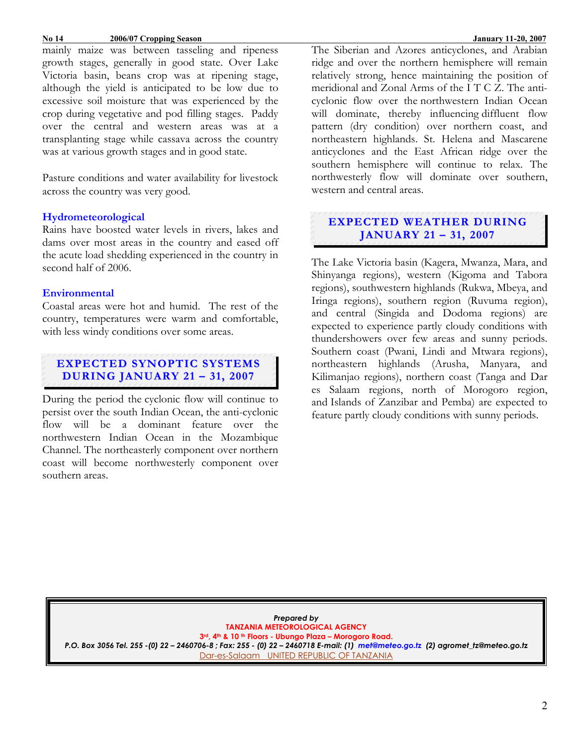mainly maize was between tasseling and ripeness growth stages, generally in good state. Over Lake Victoria basin, beans crop was at ripening stage, although the yield is anticipated to be low due to excessive soil moisture that was experienced by the crop during vegetative and pod filling stages. Paddy over the central and western areas was at a transplanting stage while cassava across the country was at various growth stages and in good state.

Pasture conditions and water availability for livestock across the country was very good.

### Hydrometeorological

Rains have boosted water levels in rivers, lakes and dams over most areas in the country and eased off the acute load shedding experienced in the country in second half of 2006.

### Environmental

Coastal areas were hot and humid. The rest of the country, temperatures were warm and comfortable, with less windy conditions over some areas.

## EXPECTED SYNOPTIC SYSTEMS DURING JANUARY 21 – 31, 2007

During the period the cyclonic flow will continue to persist over the south Indian Ocean, the anti-cyclonic flow will be a dominant feature over the northwestern Indian Ocean in the Mozambique Channel. The northeasterly component over northern coast will become northwesterly component over southern areas.

The Siberian and Azores anticyclones, and Arabian ridge and over the northern hemisphere will remain relatively strong, hence maintaining the position of meridional and Zonal Arms of the I T C Z. The anti-cyclonic flow over the northwestern Indian Ocean will dominate, thereby influencing diffluent flow pattern (dry condition) over northern coast, and northeastern highlands. St. Helena and Mascarene anticyclones and the East African ridge over the southern hemisphere will continue to relax. The northwesterly flow will dominate over southern, western and central areas.

## EXPECTED WEATHER DURING JANUARY 21 – 31, 2007

The Lake Victoria basin (Kagera, Mwanza, Mara, and Shinyanga regions), western (Kigoma and Tabora regions), southwestern highlands (Rukwa, Mbeya, and Iringa regions), southern region (Ruvuma region), and central (Singida and Dodoma regions) are expected to experience partly cloudy conditions with thundershowers over few areas and sunny periods. Southern coast (Pwani, Lindi and Mtwara regions), northeastern highlands (Arusha, Manyara, and Kilimanjao regions), northern coast (Tanga and Dar es Salaam regions, north of Morogoro region, and Islands of Zanzibar and Pemba) are expected to feature partly cloudy conditions with sunny periods.

*Prepared by*
**TANZANIA METEOROLOGICAL AGENCY**
**3rd, 4th & 10 th Floors - Ubungo Plaza – Morogoro Road.**
***P.O. Box 3056 Tel. 255 -(0) 22 – 2460706-8 ; Fax: 255 - (0) 22 – 2460718 E-mail: (1) met@meteo.go.tz (2) agromet_tz@meteo.go.tz***
Dar-es-Salaam UNITED REPUBLIC OF TANZANIA